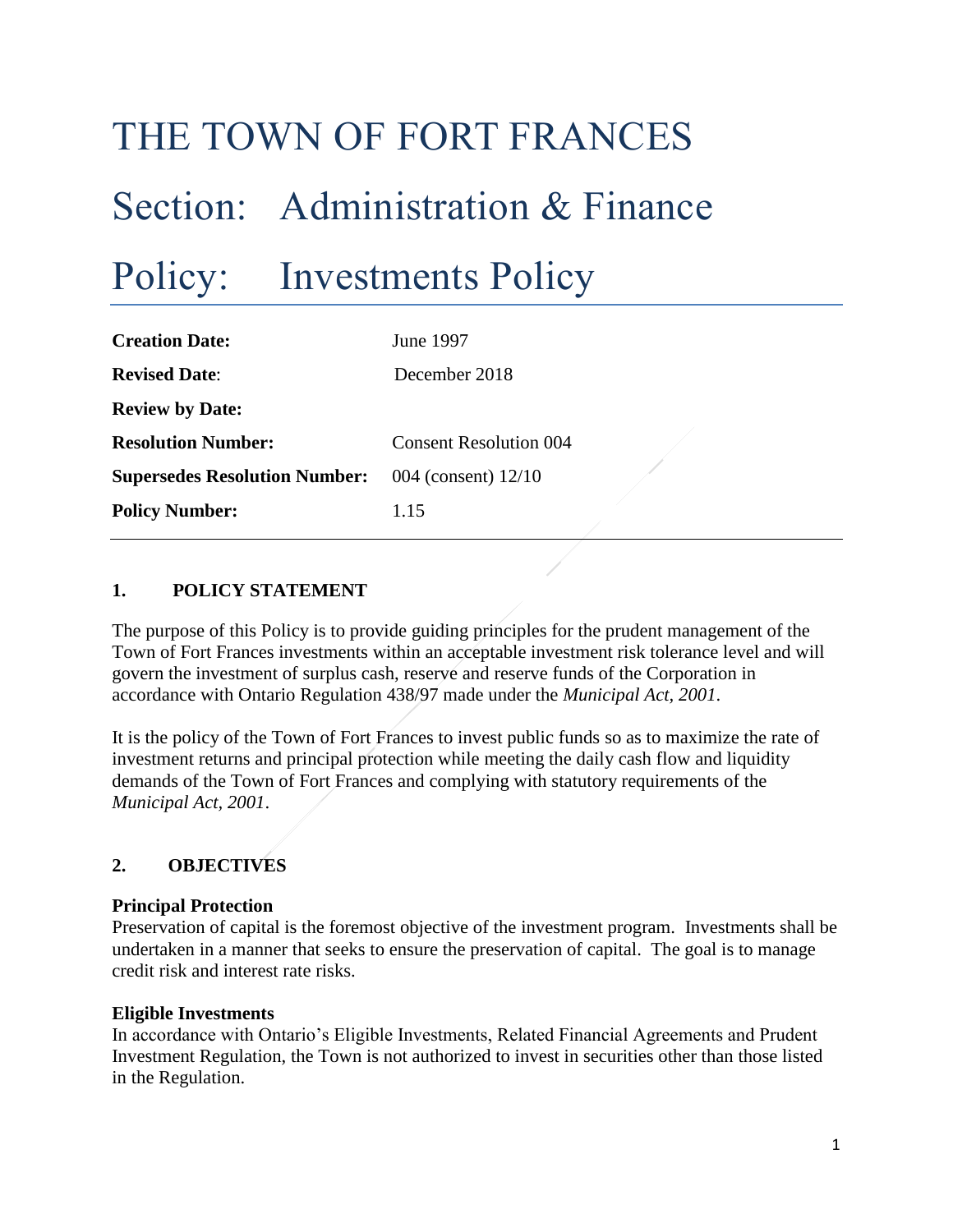# THE TOWN OF FORT FRANCES

# Section: Administration & Finance

# Policy: Investments Policy

| | |
|---|---|
| **Creation Date:** | June 1997 |
| **Revised Date**: | December 2018 |
| **Review by Date:** | |
| **Resolution Number:** | Consent Resolution 004 |
| **Supersedes Resolution Number:** | 004 (consent) 12/10 |
| **Policy Number:** | 1.15 |

## 1. POLICY STATEMENT

The purpose of this Policy is to provide guiding principles for the prudent management of the Town of Fort Frances investments within an acceptable investment risk tolerance level and will govern the investment of surplus cash, reserve and reserve funds of the Corporation in accordance with Ontario Regulation 438/97 made under the *Municipal Act, 2001*.

It is the policy of the Town of Fort Frances to invest public funds so as to maximize the rate of investment returns and principal protection while meeting the daily cash flow and liquidity demands of the Town of Fort Frances and complying with statutory requirements of the *Municipal Act, 2001*.

## 2. OBJECTIVES

**Principal Protection**
Preservation of capital is the foremost objective of the investment program. Investments shall be undertaken in a manner that seeks to ensure the preservation of capital. The goal is to manage credit risk and interest rate risks.

**Eligible Investments**
In accordance with Ontario's Eligible Investments, Related Financial Agreements and Prudent Investment Regulation, the Town is not authorized to invest in securities other than those listed in the Regulation.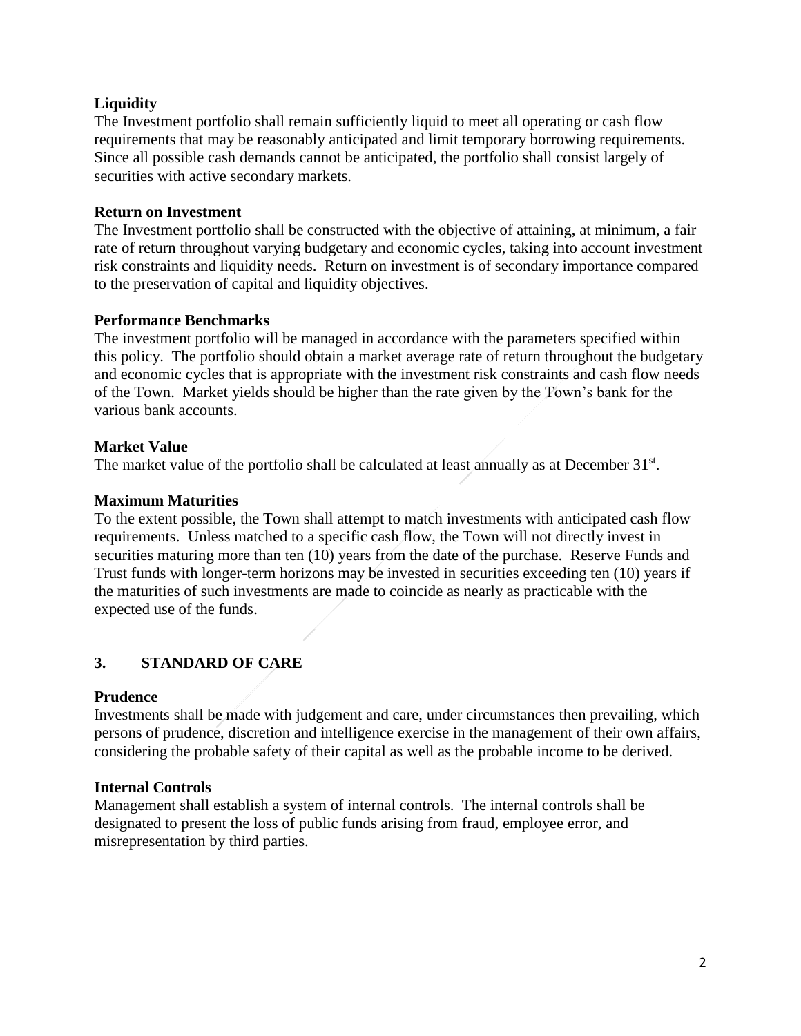**Liquidity**
The Investment portfolio shall remain sufficiently liquid to meet all operating or cash flow requirements that may be reasonably anticipated and limit temporary borrowing requirements. Since all possible cash demands cannot be anticipated, the portfolio shall consist largely of securities with active secondary markets.

**Return on Investment**
The Investment portfolio shall be constructed with the objective of attaining, at minimum, a fair rate of return throughout varying budgetary and economic cycles, taking into account investment risk constraints and liquidity needs. Return on investment is of secondary importance compared to the preservation of capital and liquidity objectives.

**Performance Benchmarks**
The investment portfolio will be managed in accordance with the parameters specified within this policy. The portfolio should obtain a market average rate of return throughout the budgetary and economic cycles that is appropriate with the investment risk constraints and cash flow needs of the Town. Market yields should be higher than the rate given by the Town's bank for the various bank accounts.

**Market Value**
The market value of the portfolio shall be calculated at least annually as at December 31st.

**Maximum Maturities**
To the extent possible, the Town shall attempt to match investments with anticipated cash flow requirements. Unless matched to a specific cash flow, the Town will not directly invest in securities maturing more than ten (10) years from the date of the purchase. Reserve Funds and Trust funds with longer-term horizons may be invested in securities exceeding ten (10) years if the maturities of such investments are made to coincide as nearly as practicable with the expected use of the funds.

## 3. STANDARD OF CARE

**Prudence**
Investments shall be made with judgement and care, under circumstances then prevailing, which persons of prudence, discretion and intelligence exercise in the management of their own affairs, considering the probable safety of their capital as well as the probable income to be derived.

**Internal Controls**
Management shall establish a system of internal controls. The internal controls shall be designated to present the loss of public funds arising from fraud, employee error, and misrepresentation by third parties.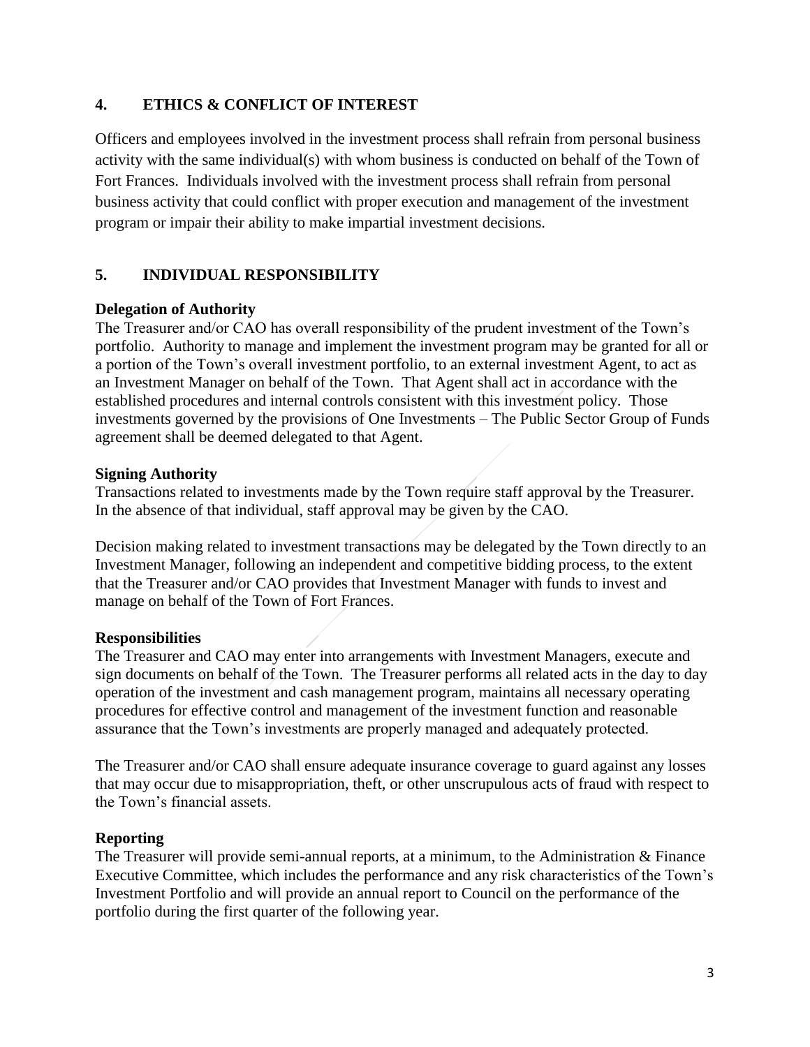## 4. ETHICS & CONFLICT OF INTEREST

Officers and employees involved in the investment process shall refrain from personal business activity with the same individual(s) with whom business is conducted on behalf of the Town of Fort Frances. Individuals involved with the investment process shall refrain from personal business activity that could conflict with proper execution and management of the investment program or impair their ability to make impartial investment decisions.

## 5. INDIVIDUAL RESPONSIBILITY

**Delegation of Authority**

The Treasurer and/or CAO has overall responsibility of the prudent investment of the Town's portfolio. Authority to manage and implement the investment program may be granted for all or a portion of the Town's overall investment portfolio, to an external investment Agent, to act as an Investment Manager on behalf of the Town. That Agent shall act in accordance with the established procedures and internal controls consistent with this investment policy. Those investments governed by the provisions of One Investments – The Public Sector Group of Funds agreement shall be deemed delegated to that Agent.

**Signing Authority**

Transactions related to investments made by the Town require staff approval by the Treasurer. In the absence of that individual, staff approval may be given by the CAO.

Decision making related to investment transactions may be delegated by the Town directly to an Investment Manager, following an independent and competitive bidding process, to the extent that the Treasurer and/or CAO provides that Investment Manager with funds to invest and manage on behalf of the Town of Fort Frances.

**Responsibilities**

The Treasurer and CAO may enter into arrangements with Investment Managers, execute and sign documents on behalf of the Town. The Treasurer performs all related acts in the day to day operation of the investment and cash management program, maintains all necessary operating procedures for effective control and management of the investment function and reasonable assurance that the Town's investments are properly managed and adequately protected.

The Treasurer and/or CAO shall ensure adequate insurance coverage to guard against any losses that may occur due to misappropriation, theft, or other unscrupulous acts of fraud with respect to the Town's financial assets.

**Reporting**

The Treasurer will provide semi-annual reports, at a minimum, to the Administration & Finance Executive Committee, which includes the performance and any risk characteristics of the Town's Investment Portfolio and will provide an annual report to Council on the performance of the portfolio during the first quarter of the following year.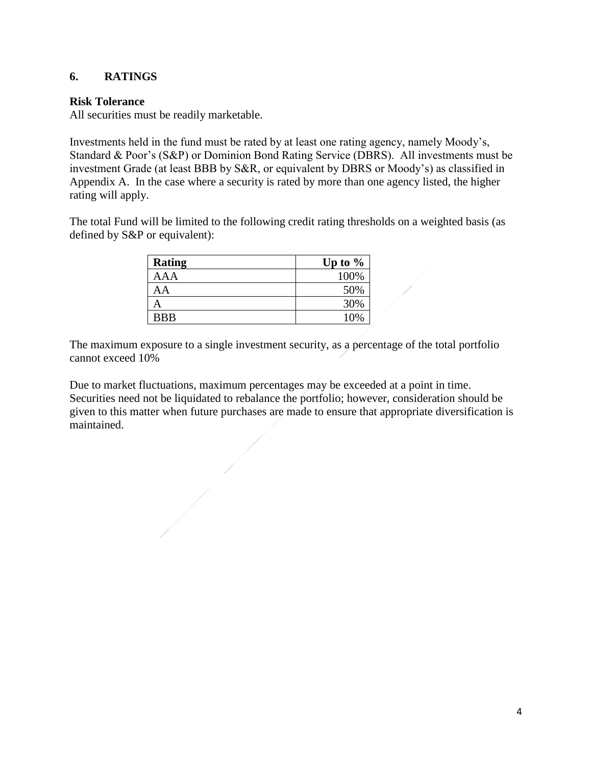## 6. RATINGS

**Risk Tolerance**
All securities must be readily marketable.

Investments held in the fund must be rated by at least one rating agency, namely Moody's, Standard & Poor's (S&P) or Dominion Bond Rating Service (DBRS). All investments must be investment Grade (at least BBB by S&R, or equivalent by DBRS or Moody's) as classified in Appendix A. In the case where a security is rated by more than one agency listed, the higher rating will apply.

The total Fund will be limited to the following credit rating thresholds on a weighted basis (as defined by S&P or equivalent):

| Rating | Up to % |
|---|---:|
| AAA | 100% |
| AA | 50% |
| A | 30% |
| BBB | 10% |

The maximum exposure to a single investment security, as a percentage of the total portfolio cannot exceed 10%

Due to market fluctuations, maximum percentages may be exceeded at a point in time. Securities need not be liquidated to rebalance the portfolio; however, consideration should be given to this matter when future purchases are made to ensure that appropriate diversification is maintained.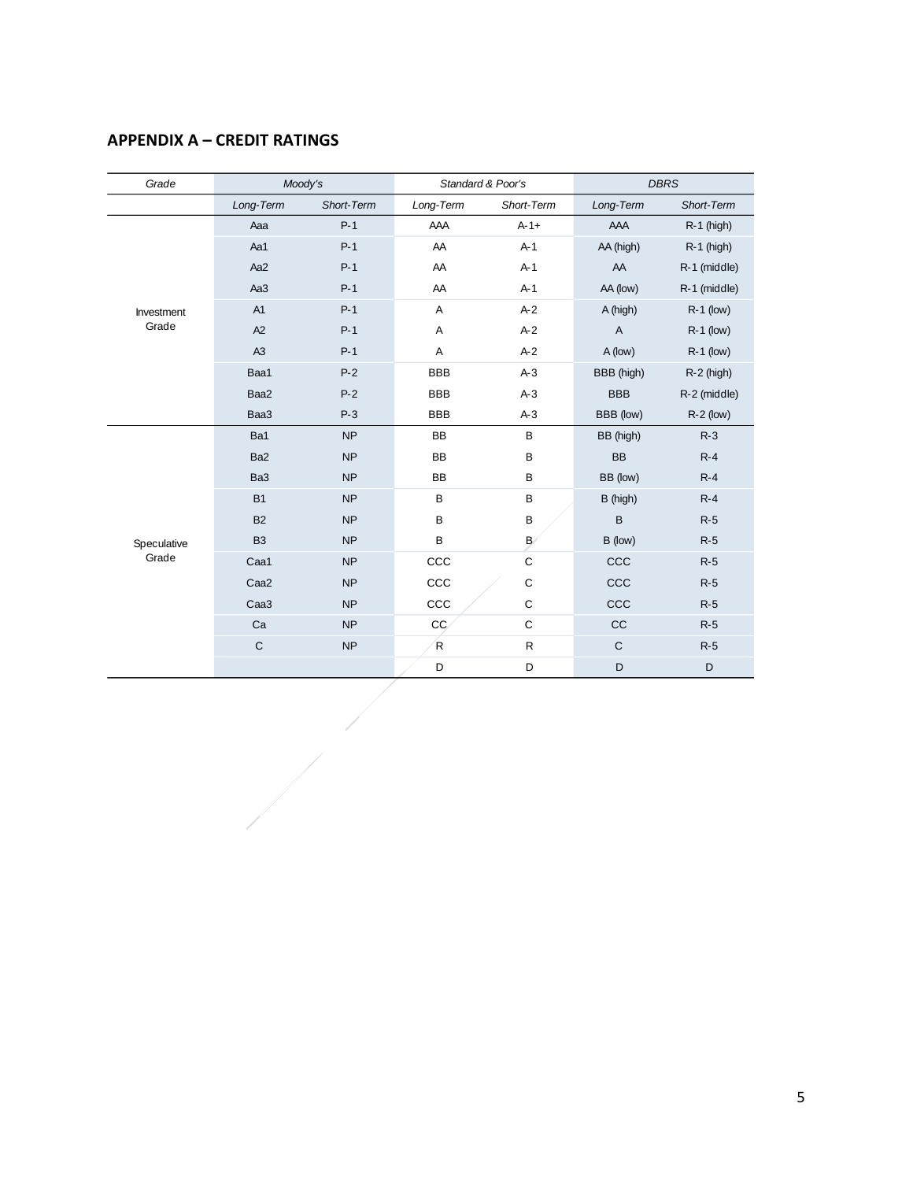## APPENDIX A – CREDIT RATINGS

| *Grade* | *Moody's* | | *Standard & Poor's* | | *DBRS* | |
|---|---|---|---|---|---|---|
| | *Long-Term* | *Short-Term* | *Long-Term* | *Short-Term* | *Long-Term* | *Short-Term* |
| Investment Grade | Aaa | P-1 | AAA | A-1+ | AAA | R-1 (high) |
| | Aa1 | P-1 | AA | A-1 | AA (high) | R-1 (high) |
| | Aa2 | P-1 | AA | A-1 | AA | R-1 (middle) |
| | Aa3 | P-1 | AA | A-1 | AA (low) | R-1 (middle) |
| | A1 | P-1 | A | A-2 | A (high) | R-1 (low) |
| | A2 | P-1 | A | A-2 | A | R-1 (low) |
| | A3 | P-1 | A | A-2 | A (low) | R-1 (low) |
| | Baa1 | P-2 | BBB | A-3 | BBB (high) | R-2 (high) |
| | Baa2 | P-2 | BBB | A-3 | BBB | R-2 (middle) |
| | Baa3 | P-3 | BBB | A-3 | BBB (low) | R-2 (low) |
| Speculative Grade | Ba1 | NP | BB | B | BB (high) | R-3 |
| | Ba2 | NP | BB | B | BB | R-4 |
| | Ba3 | NP | BB | B | BB (low) | R-4 |
| | B1 | NP | B | B | B (high) | R-4 |
| | B2 | NP | B | B | B | R-5 |
| | B3 | NP | B | B | B (low) | R-5 |
| | Caa1 | NP | CCC | C | CCC | R-5 |
| | Caa2 | NP | CCC | C | CCC | R-5 |
| | Caa3 | NP | CCC | C | CCC | R-5 |
| | Ca | NP | CC | C | CC | R-5 |
| | C | NP | R | R | C | R-5 |
| | | | D | D | D | D |